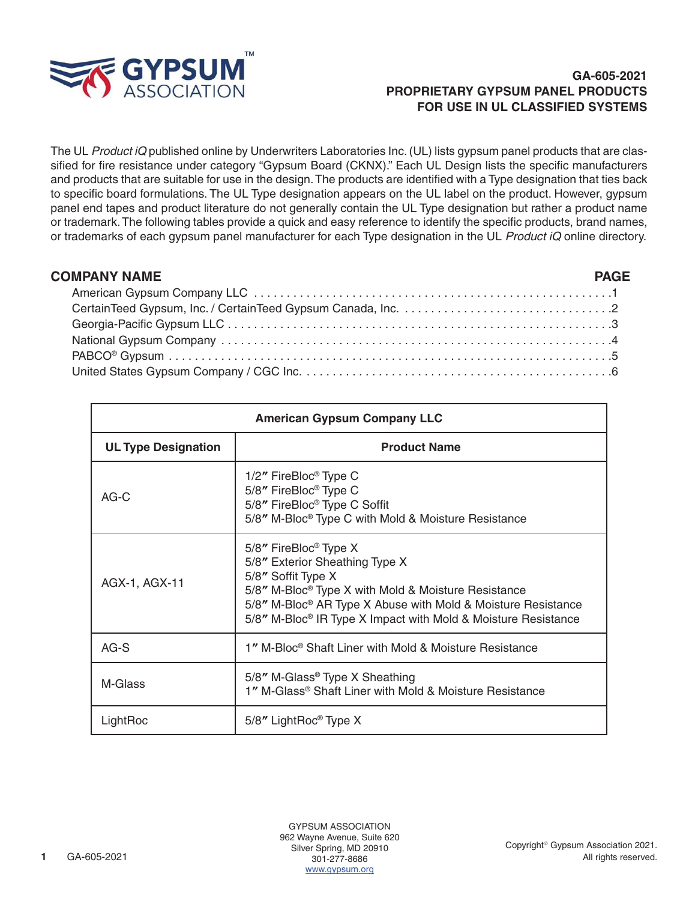# GA-605-2021 PROPRIETARY GYPSUM PANEL PRODUCTS FOR USE IN UL CLASSIFIED SYSTEMS

The UL *Product iQ* published online by Underwriters Laboratories Inc. (UL) lists gypsum panel products that are classified for fire resistance under category "Gypsum Board (CKNX)." Each UL Design lists the specific manufacturers and products that are suitable for use in the design. The products are identified with a Type designation that ties back to specific board formulations. The UL Type designation appears on the UL label on the product. However, gypsum panel end tapes and product literature do not generally contain the UL Type designation but rather a product name or trademark. The following tables provide a quick and easy reference to identify the specific products, brand names, or trademarks of each gypsum panel manufacturer for each Type designation in the UL *Product iQ* online directory.

| COMPANY NAME | PAGE |
|---|---|
| American Gypsum Company LLC | 1 |
| CertainTeed Gypsum, Inc. / CertainTeed Gypsum Canada, Inc. | 2 |
| Georgia-Pacific Gypsum LLC | 3 |
| National Gypsum Company | 4 |
| PABCO® Gypsum | 5 |
| United States Gypsum Company / CGC Inc. | 6 |

| American Gypsum Company LLC | |
|---|---|
| **UL Type Designation** | **Product Name** |
| AG-C | 1/2″ FireBloc® Type C<br>5/8″ FireBloc® Type C<br>5/8″ FireBloc® Type C Soffit<br>5/8″ M-Bloc® Type C with Mold & Moisture Resistance |
| AGX-1, AGX-11 | 5/8″ FireBloc® Type X<br>5/8″ Exterior Sheathing Type X<br>5/8″ Soffit Type X<br>5/8″ M-Bloc® Type X with Mold & Moisture Resistance<br>5/8″ M-Bloc® AR Type X Abuse with Mold & Moisture Resistance<br>5/8″ M-Bloc® IR Type X Impact with Mold & Moisture Resistance |
| AG-S | 1″ M-Bloc® Shaft Liner with Mold & Moisture Resistance |
| M-Glass | 5/8″ M-Glass® Type X Sheathing<br>1″ M-Glass® Shaft Liner with Mold & Moisture Resistance |
| LightRoc | 5/8″ LightRoc® Type X |

GYPSUM ASSOCIATION
962 Wayne Avenue, Suite 620
Silver Spring, MD 20910
301-277-8686
www.gypsum.org

Copyright© Gypsum Association 2021. All rights reserved.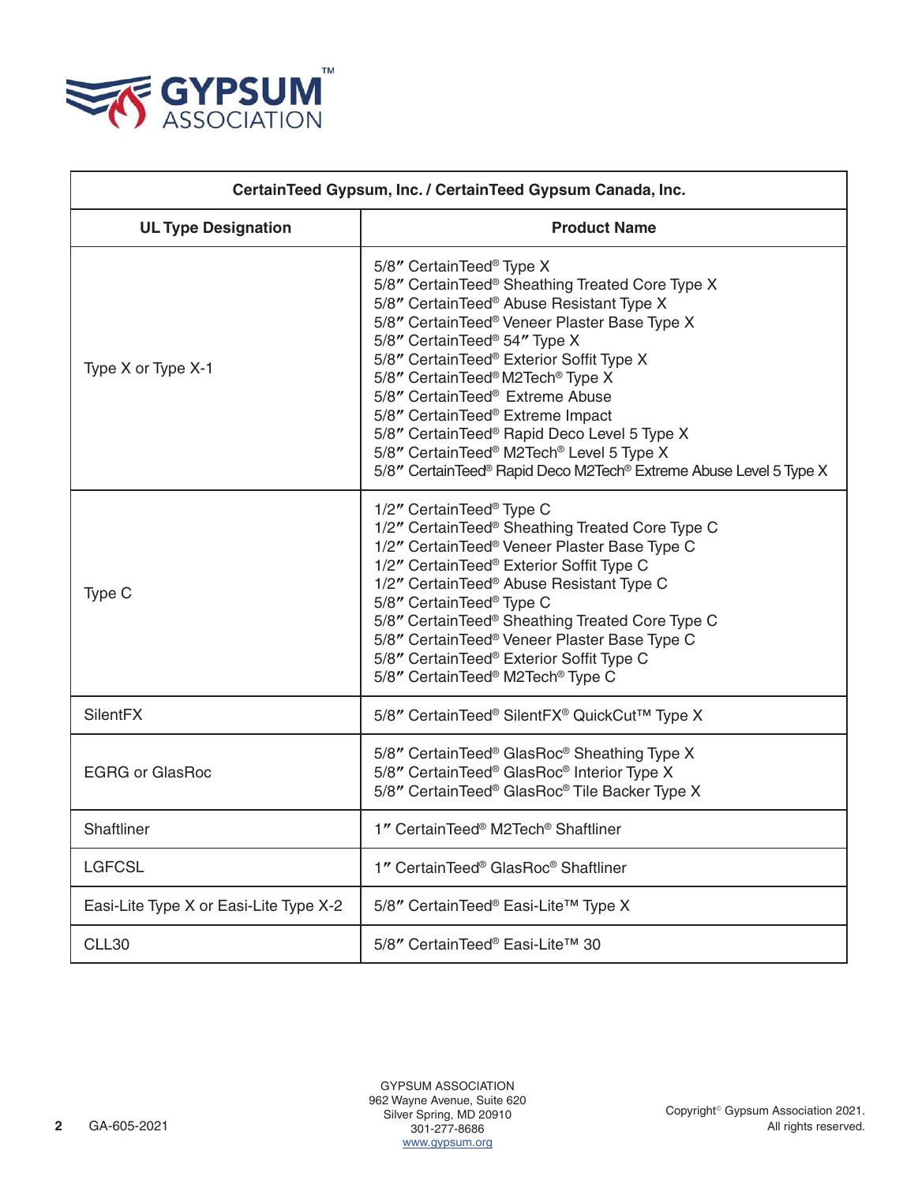| CertainTeed Gypsum, Inc. / CertainTeed Gypsum Canada, Inc. | |
|---|---|
| **UL Type Designation** | **Product Name** |
| Type X or Type X-1 | 5/8″ CertainTeed® Type X<br>5/8″ CertainTeed® Sheathing Treated Core Type X<br>5/8″ CertainTeed® Abuse Resistant Type X<br>5/8″ CertainTeed® Veneer Plaster Base Type X<br>5/8″ CertainTeed® 54″ Type X<br>5/8″ CertainTeed® Exterior Soffit Type X<br>5/8″ CertainTeed® M2Tech® Type X<br>5/8″ CertainTeed® Extreme Abuse<br>5/8″ CertainTeed® Extreme Impact<br>5/8″ CertainTeed® Rapid Deco Level 5 Type X<br>5/8″ CertainTeed® M2Tech® Level 5 Type X<br>5/8″ CertainTeed® Rapid Deco M2Tech® Extreme Abuse Level 5 Type X |
| Type C | 1/2″ CertainTeed® Type C<br>1/2″ CertainTeed® Sheathing Treated Core Type C<br>1/2″ CertainTeed® Veneer Plaster Base Type C<br>1/2″ CertainTeed® Exterior Soffit Type C<br>1/2″ CertainTeed® Abuse Resistant Type C<br>5/8″ CertainTeed® Type C<br>5/8″ CertainTeed® Sheathing Treated Core Type C<br>5/8″ CertainTeed® Veneer Plaster Base Type C<br>5/8″ CertainTeed® Exterior Soffit Type C<br>5/8″ CertainTeed® M2Tech® Type C |
| SilentFX | 5/8″ CertainTeed® SilentFX® QuickCut™ Type X |
| EGRG or GlasRoc | 5/8″ CertainTeed® GlasRoc® Sheathing Type X<br>5/8″ CertainTeed® GlasRoc® Interior Type X<br>5/8″ CertainTeed® GlasRoc® Tile Backer Type X |
| Shaftliner | 1″ CertainTeed® M2Tech® Shaftliner |
| LGFCSL | 1″ CertainTeed® GlasRoc® Shaftliner |
| Easi-Lite Type X or Easi-Lite Type X-2 | 5/8″ CertainTeed® Easi-Lite™ Type X |
| CLL30 | 5/8″ CertainTeed® Easi-Lite™ 30 |

GYPSUM ASSOCIATION
962 Wayne Avenue, Suite 620
Silver Spring, MD 20910
301-277-8686
www.gypsum.org

GA-605-2021

Copyright© Gypsum Association 2021.
All rights reserved.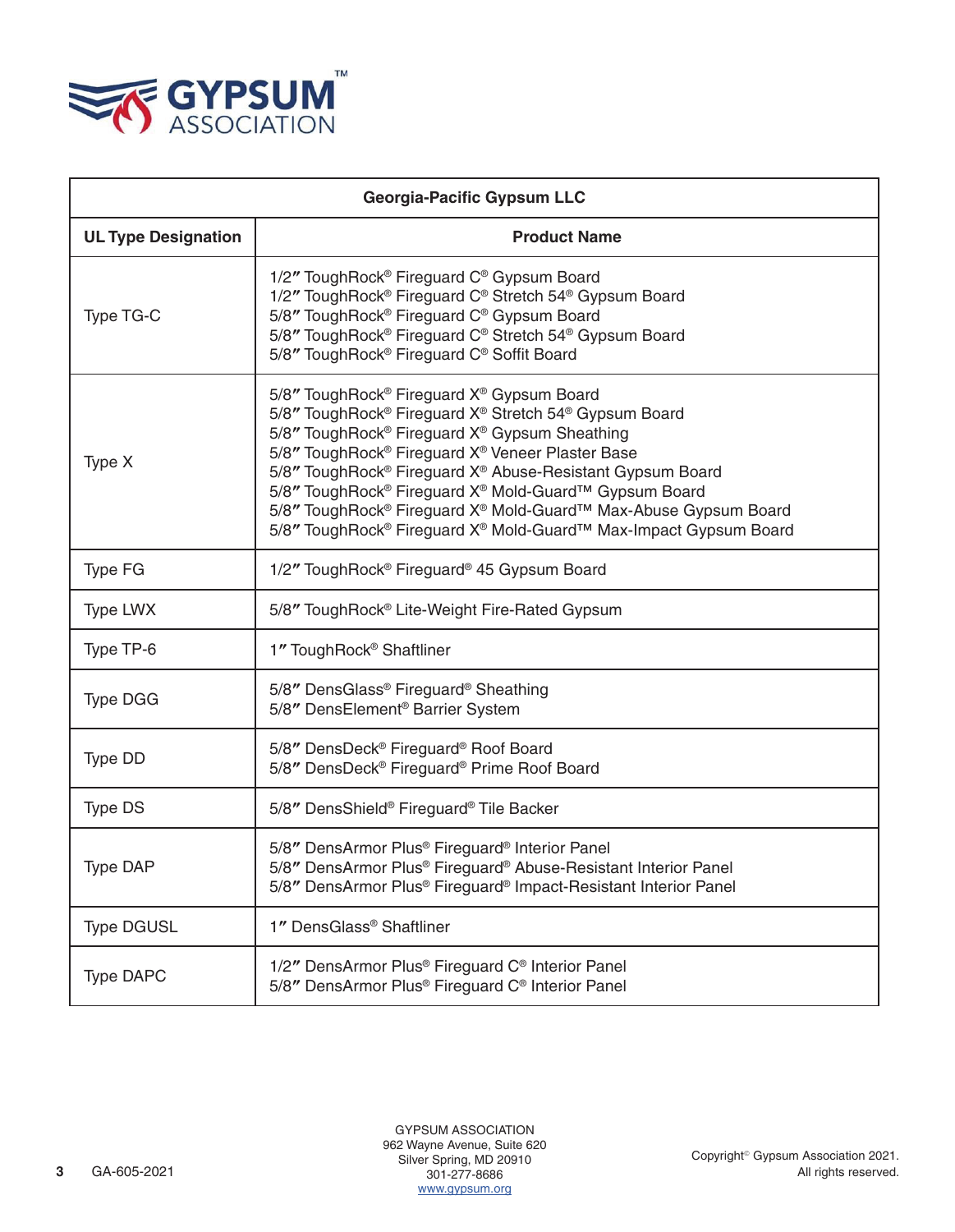| Georgia-Pacific Gypsum LLC | |
|---|---|
| **UL Type Designation** | **Product Name** |
| Type TG-C | 1/2″ ToughRock® Fireguard C® Gypsum Board<br>1/2″ ToughRock® Fireguard C® Stretch 54® Gypsum Board<br>5/8″ ToughRock® Fireguard C® Gypsum Board<br>5/8″ ToughRock® Fireguard C® Stretch 54® Gypsum Board<br>5/8″ ToughRock® Fireguard C® Soffit Board |
| Type X | 5/8″ ToughRock® Fireguard X® Gypsum Board<br>5/8″ ToughRock® Fireguard X® Stretch 54® Gypsum Board<br>5/8″ ToughRock® Fireguard X® Gypsum Sheathing<br>5/8″ ToughRock® Fireguard X® Veneer Plaster Base<br>5/8″ ToughRock® Fireguard X® Abuse-Resistant Gypsum Board<br>5/8″ ToughRock® Fireguard X® Mold-Guard™ Gypsum Board<br>5/8″ ToughRock® Fireguard X® Mold-Guard™ Max-Abuse Gypsum Board<br>5/8″ ToughRock® Fireguard X® Mold-Guard™ Max-Impact Gypsum Board |
| Type FG | 1/2″ ToughRock® Fireguard® 45 Gypsum Board |
| Type LWX | 5/8″ ToughRock® Lite-Weight Fire-Rated Gypsum |
| Type TP-6 | 1″ ToughRock® Shaftliner |
| Type DGG | 5/8″ DensGlass® Fireguard® Sheathing<br>5/8″ DensElement® Barrier System |
| Type DD | 5/8″ DensDeck® Fireguard® Roof Board<br>5/8″ DensDeck® Fireguard® Prime Roof Board |
| Type DS | 5/8″ DensShield® Fireguard® Tile Backer |
| Type DAP | 5/8″ DensArmor Plus® Fireguard® Interior Panel<br>5/8″ DensArmor Plus® Fireguard® Abuse-Resistant Interior Panel<br>5/8″ DensArmor Plus® Fireguard® Impact-Resistant Interior Panel |
| Type DGUSL | 1″ DensGlass® Shaftliner |
| Type DAPC | 1/2″ DensArmor Plus® Fireguard C® Interior Panel<br>5/8″ DensArmor Plus® Fireguard C® Interior Panel |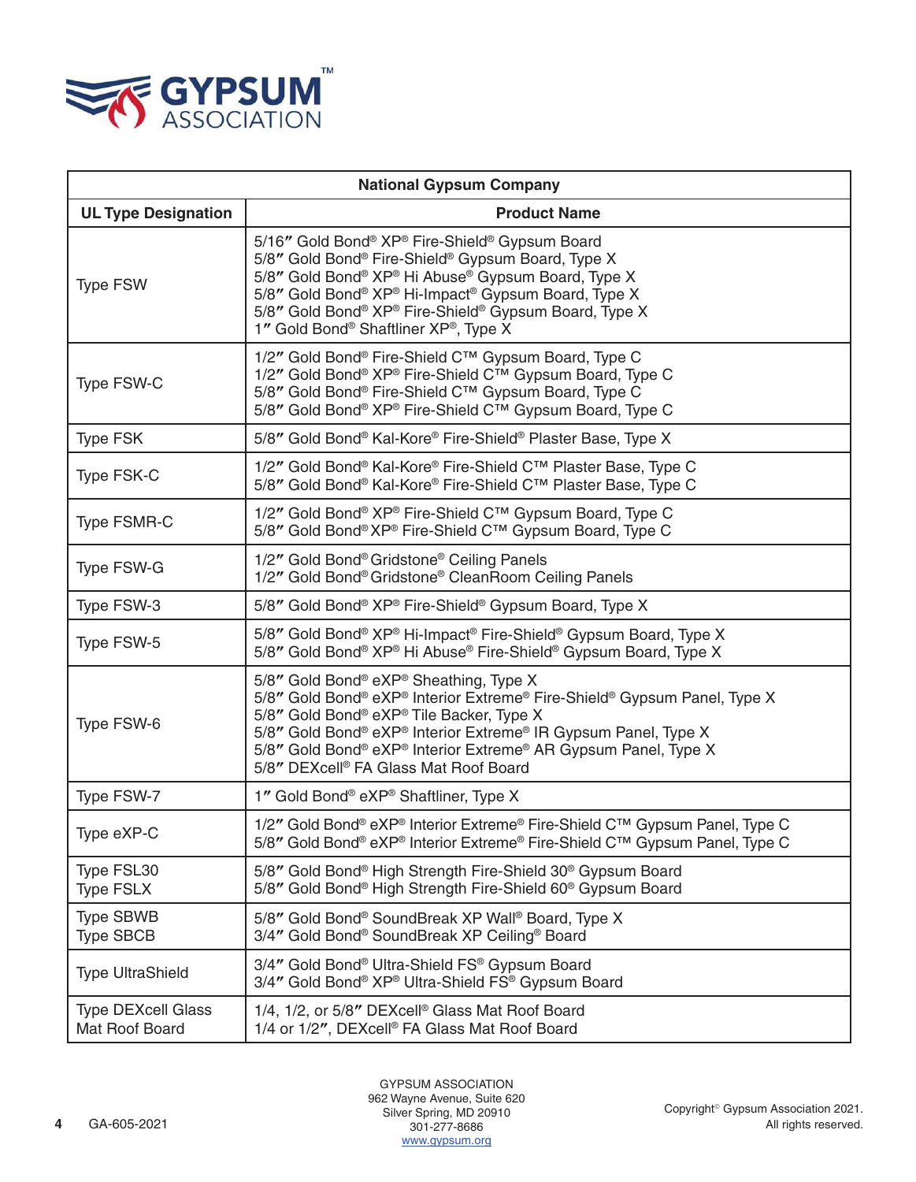| National Gypsum Company | |
|---|---|
| **UL Type Designation** | **Product Name** |
| Type FSW | 5/16″ Gold Bond® XP® Fire-Shield® Gypsum Board<br>5/8″ Gold Bond® Fire-Shield® Gypsum Board, Type X<br>5/8″ Gold Bond® XP® Hi Abuse® Gypsum Board, Type X<br>5/8″ Gold Bond® XP® Hi-Impact® Gypsum Board, Type X<br>5/8″ Gold Bond® XP® Fire-Shield® Gypsum Board, Type X<br>1″ Gold Bond® Shaftliner XP®, Type X |
| Type FSW-C | 1/2″ Gold Bond® Fire-Shield C™ Gypsum Board, Type C<br>1/2″ Gold Bond® XP® Fire-Shield C™ Gypsum Board, Type C<br>5/8″ Gold Bond® Fire-Shield C™ Gypsum Board, Type C<br>5/8″ Gold Bond® XP® Fire-Shield C™ Gypsum Board, Type C |
| Type FSK | 5/8″ Gold Bond® Kal-Kore® Fire-Shield® Plaster Base, Type X |
| Type FSK-C | 1/2″ Gold Bond® Kal-Kore® Fire-Shield C™ Plaster Base, Type C<br>5/8″ Gold Bond® Kal-Kore® Fire-Shield C™ Plaster Base, Type C |
| Type FSMR-C | 1/2″ Gold Bond® XP® Fire-Shield C™ Gypsum Board, Type C<br>5/8″ Gold Bond® XP® Fire-Shield C™ Gypsum Board, Type C |
| Type FSW-G | 1/2″ Gold Bond® Gridstone® Ceiling Panels<br>1/2″ Gold Bond® Gridstone® CleanRoom Ceiling Panels |
| Type FSW-3 | 5/8″ Gold Bond® XP® Fire-Shield® Gypsum Board, Type X |
| Type FSW-5 | 5/8″ Gold Bond® XP® Hi-Impact® Fire-Shield® Gypsum Board, Type X<br>5/8″ Gold Bond® XP® Hi Abuse® Fire-Shield® Gypsum Board, Type X |
| Type FSW-6 | 5/8″ Gold Bond® eXP® Sheathing, Type X<br>5/8″ Gold Bond® eXP® Interior Extreme® Fire-Shield® Gypsum Panel, Type X<br>5/8″ Gold Bond® eXP® Tile Backer, Type X<br>5/8″ Gold Bond® eXP® Interior Extreme® IR Gypsum Panel, Type X<br>5/8″ Gold Bond® eXP® Interior Extreme® AR Gypsum Panel, Type X<br>5/8″ DEXcell® FA Glass Mat Roof Board |
| Type FSW-7 | 1″ Gold Bond® eXP® Shaftliner, Type X |
| Type eXP-C | 1/2″ Gold Bond® eXP® Interior Extreme® Fire-Shield C™ Gypsum Panel, Type C<br>5/8″ Gold Bond® eXP® Interior Extreme® Fire-Shield C™ Gypsum Panel, Type C |
| Type FSL30<br>Type FSLX | 5/8″ Gold Bond® High Strength Fire-Shield 30® Gypsum Board<br>5/8″ Gold Bond® High Strength Fire-Shield 60® Gypsum Board |
| Type SBWB<br>Type SBCB | 5/8″ Gold Bond® SoundBreak XP Wall® Board, Type X<br>3/4″ Gold Bond® SoundBreak XP Ceiling® Board |
| Type UltraShield | 3/4″ Gold Bond® Ultra-Shield FS® Gypsum Board<br>3/4″ Gold Bond® XP® Ultra-Shield FS® Gypsum Board |
| Type DEXcell Glass Mat Roof Board | 1/4, 1/2, or 5/8″ DEXcell® Glass Mat Roof Board<br>1/4 or 1/2″, DEXcell® FA Glass Mat Roof Board |

GYPSUM ASSOCIATION
962 Wayne Avenue, Suite 620
Silver Spring, MD 20910
301-277-8686
www.gypsum.org

Copyright© Gypsum Association 2021. All rights reserved.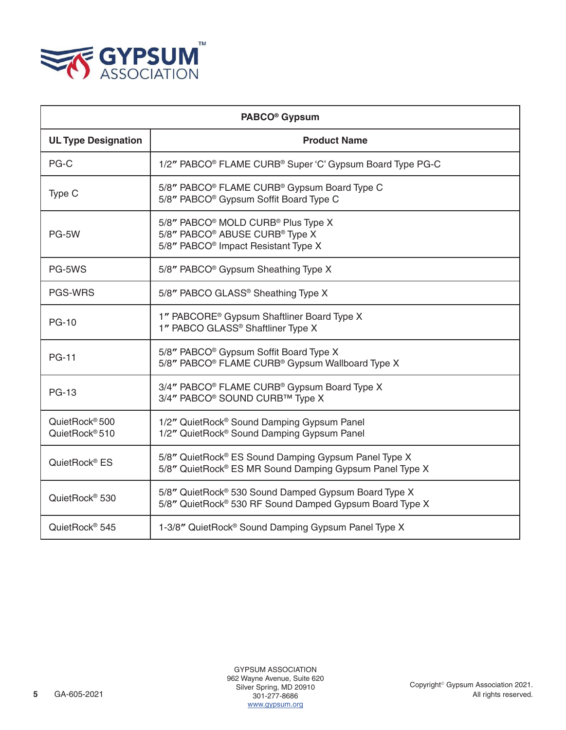| PABCO® Gypsum | |
|---|---|
| **UL Type Designation** | **Product Name** |
| PG-C | 1/2″ PABCO® FLAME CURB® Super 'C' Gypsum Board Type PG-C |
| Type C | 5/8″ PABCO® FLAME CURB® Gypsum Board Type C<br>5/8″ PABCO® Gypsum Soffit Board Type C |
| PG-5W | 5/8″ PABCO® MOLD CURB® Plus Type X<br>5/8″ PABCO® ABUSE CURB® Type X<br>5/8″ PABCO® Impact Resistant Type X |
| PG-5WS | 5/8″ PABCO® Gypsum Sheathing Type X |
| PGS-WRS | 5/8″ PABCO GLASS® Sheathing Type X |
| PG-10 | 1″ PABCORE® Gypsum Shaftliner Board Type X<br>1″ PABCO GLASS® Shaftliner Type X |
| PG-11 | 5/8″ PABCO® Gypsum Soffit Board Type X<br>5/8″ PABCO® FLAME CURB® Gypsum Wallboard Type X |
| PG-13 | 3/4″ PABCO® FLAME CURB® Gypsum Board Type X<br>3/4″ PABCO® SOUND CURB™ Type X |
| QuietRock® 500<br>QuietRock® 510 | 1/2″ QuietRock® Sound Damping Gypsum Panel<br>1/2″ QuietRock® Sound Damping Gypsum Panel |
| QuietRock® ES | 5/8″ QuietRock® ES Sound Damping Gypsum Panel Type X<br>5/8″ QuietRock® ES MR Sound Damping Gypsum Panel Type X |
| QuietRock® 530 | 5/8″ QuietRock® 530 Sound Damped Gypsum Board Type X<br>5/8″ QuietRock® 530 RF Sound Damped Gypsum Board Type X |
| QuietRock® 545 | 1-3/8″ QuietRock® Sound Damping Gypsum Panel Type X |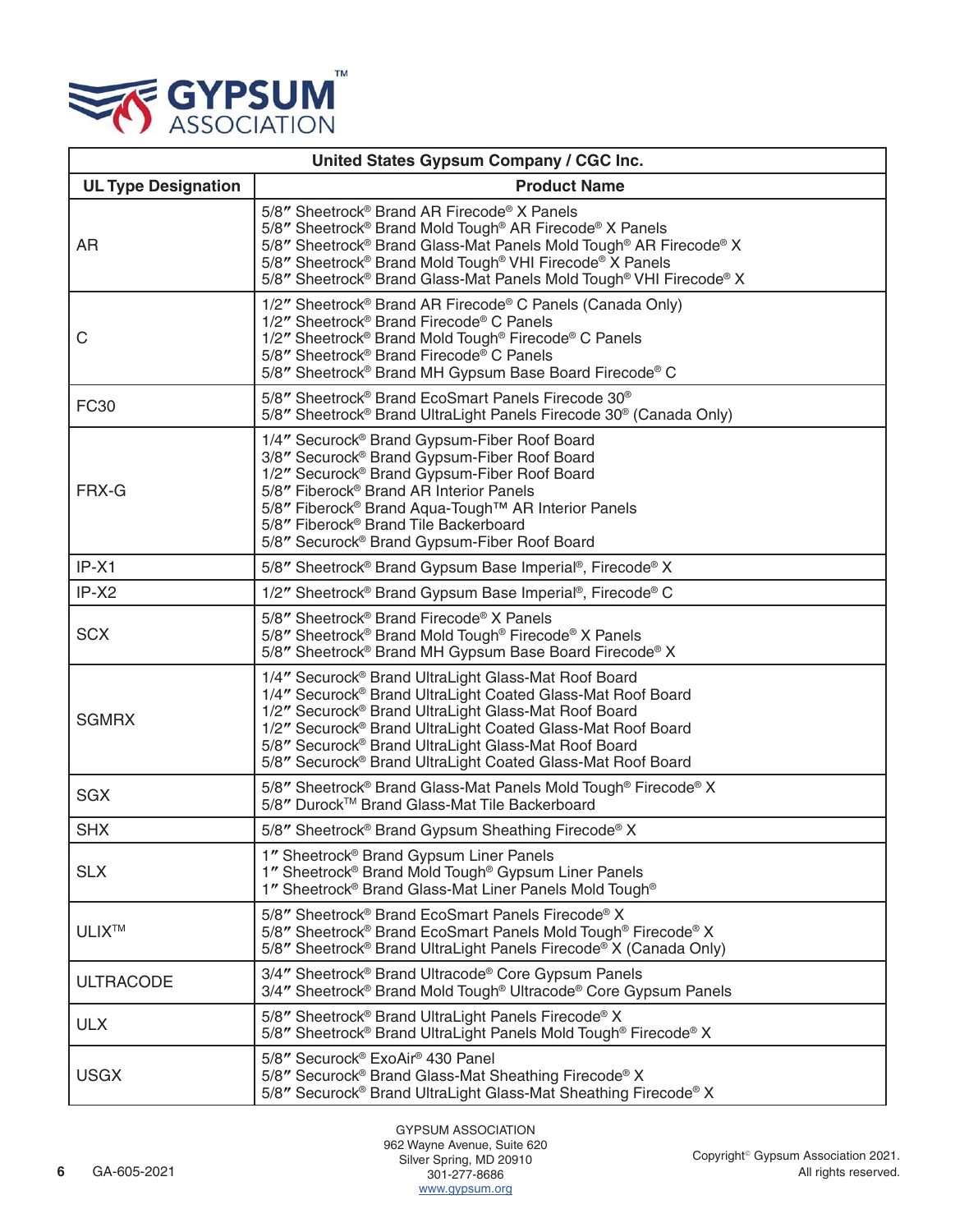| United States Gypsum Company / CGC Inc. | |
|---|---|
| **UL Type Designation** | **Product Name** |
| AR | 5/8″ Sheetrock® Brand AR Firecode® X Panels<br>5/8″ Sheetrock® Brand Mold Tough® AR Firecode® X Panels<br>5/8″ Sheetrock® Brand Glass-Mat Panels Mold Tough® AR Firecode® X<br>5/8″ Sheetrock® Brand Mold Tough® VHI Firecode® X Panels<br>5/8″ Sheetrock® Brand Glass-Mat Panels Mold Tough® VHI Firecode® X |
| C | 1/2″ Sheetrock® Brand AR Firecode® C Panels (Canada Only)<br>1/2″ Sheetrock® Brand Firecode® C Panels<br>1/2″ Sheetrock® Brand Mold Tough® Firecode® C Panels<br>5/8″ Sheetrock® Brand Firecode® C Panels<br>5/8″ Sheetrock® Brand MH Gypsum Base Board Firecode® C |
| FC30 | 5/8″ Sheetrock® Brand EcoSmart Panels Firecode 30®<br>5/8″ Sheetrock® Brand UltraLight Panels Firecode 30® (Canada Only) |
| FRX-G | 1/4″ Securock® Brand Gypsum-Fiber Roof Board<br>3/8″ Securock® Brand Gypsum-Fiber Roof Board<br>1/2″ Securock® Brand Gypsum-Fiber Roof Board<br>5/8″ Fiberock® Brand AR Interior Panels<br>5/8″ Fiberock® Brand Aqua-Tough™ AR Interior Panels<br>5/8″ Fiberock® Brand Tile Backerboard<br>5/8″ Securock® Brand Gypsum-Fiber Roof Board |
| IP-X1 | 5/8″ Sheetrock® Brand Gypsum Base Imperial®, Firecode® X |
| IP-X2 | 1/2″ Sheetrock® Brand Gypsum Base Imperial®, Firecode® C |
| SCX | 5/8″ Sheetrock® Brand Firecode® X Panels<br>5/8″ Sheetrock® Brand Mold Tough® Firecode® X Panels<br>5/8″ Sheetrock® Brand MH Gypsum Base Board Firecode® X |
| SGMRX | 1/4″ Securock® Brand UltraLight Glass-Mat Roof Board<br>1/4″ Securock® Brand UltraLight Coated Glass-Mat Roof Board<br>1/2″ Securock® Brand UltraLight Glass-Mat Roof Board<br>1/2″ Securock® Brand UltraLight Coated Glass-Mat Roof Board<br>5/8″ Securock® Brand UltraLight Glass-Mat Roof Board<br>5/8″ Securock® Brand UltraLight Coated Glass-Mat Roof Board |
| SGX | 5/8″ Sheetrock® Brand Glass-Mat Panels Mold Tough® Firecode® X<br>5/8″ Durock™ Brand Glass-Mat Tile Backerboard |
| SHX | 5/8″ Sheetrock® Brand Gypsum Sheathing Firecode® X |
| SLX | 1″ Sheetrock® Brand Gypsum Liner Panels<br>1″ Sheetrock® Brand Mold Tough® Gypsum Liner Panels<br>1″ Sheetrock® Brand Glass-Mat Liner Panels Mold Tough® |
| ULIX™ | 5/8″ Sheetrock® Brand EcoSmart Panels Firecode® X<br>5/8″ Sheetrock® Brand EcoSmart Panels Mold Tough® Firecode® X<br>5/8″ Sheetrock® Brand UltraLight Panels Firecode® X (Canada Only) |
| ULTRACODE | 3/4″ Sheetrock® Brand Ultracode® Core Gypsum Panels<br>3/4″ Sheetrock® Brand Mold Tough® Ultracode® Core Gypsum Panels |
| ULX | 5/8″ Sheetrock® Brand UltraLight Panels Firecode® X<br>5/8″ Sheetrock® Brand UltraLight Panels Mold Tough® Firecode® X |
| USGX | 5/8″ Securock® ExoAir® 430 Panel<br>5/8″ Securock® Brand Glass-Mat Sheathing Firecode® X<br>5/8″ Securock® Brand UltraLight Glass-Mat Sheathing Firecode® X |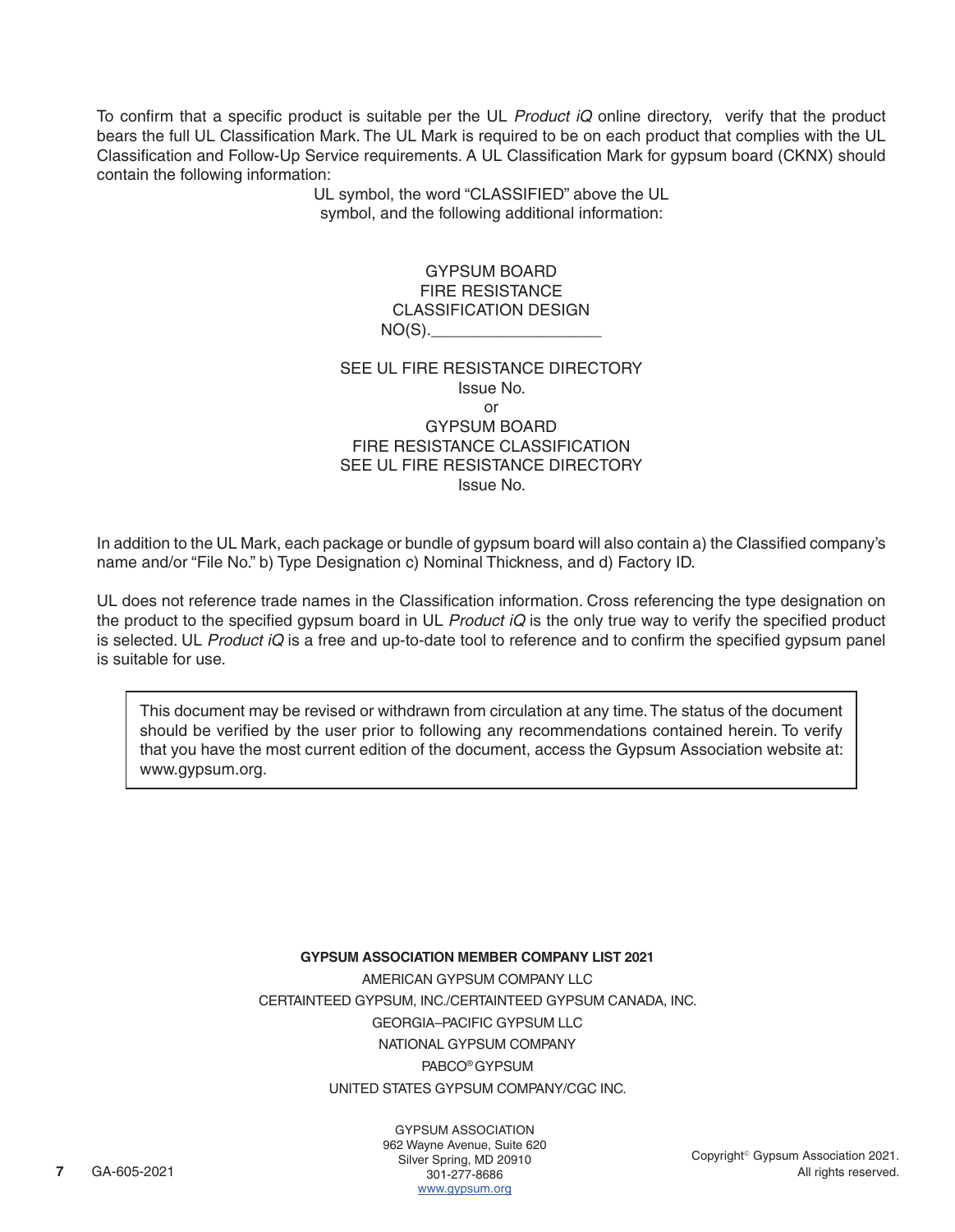To confirm that a specific product is suitable per the UL *Product iQ* online directory, verify that the product bears the full UL Classification Mark. The UL Mark is required to be on each product that complies with the UL Classification and Follow-Up Service requirements. A UL Classification Mark for gypsum board (CKNX) should contain the following information:

UL symbol, the word "CLASSIFIED" above the UL symbol, and the following additional information:

GYPSUM BOARD
FIRE RESISTANCE
CLASSIFICATION DESIGN
NO(S).__________________

SEE UL FIRE RESISTANCE DIRECTORY
Issue No.
or
GYPSUM BOARD
FIRE RESISTANCE CLASSIFICATION
SEE UL FIRE RESISTANCE DIRECTORY
Issue No.

In addition to the UL Mark, each package or bundle of gypsum board will also contain a) the Classified company's name and/or "File No." b) Type Designation c) Nominal Thickness, and d) Factory ID.

UL does not reference trade names in the Classification information. Cross referencing the type designation on the product to the specified gypsum board in UL *Product iQ* is the only true way to verify the specified product is selected. UL *Product iQ* is a free and up-to-date tool to reference and to confirm the specified gypsum panel is suitable for use.

> This document may be revised or withdrawn from circulation at any time. The status of the document should be verified by the user prior to following any recommendations contained herein. To verify that you have the most current edition of the document, access the Gypsum Association website at: www.gypsum.org.

**GYPSUM ASSOCIATION MEMBER COMPANY LIST 2021**

AMERICAN GYPSUM COMPANY LLC
CERTAINTEED GYPSUM, INC./CERTAINTEED GYPSUM CANADA, INC.
GEORGIA–PACIFIC GYPSUM LLC
NATIONAL GYPSUM COMPANY
PABCO® GYPSUM
UNITED STATES GYPSUM COMPANY/CGC INC.

GYPSUM ASSOCIATION
962 Wayne Avenue, Suite 620
Silver Spring, MD 20910
301-277-8686
www.gypsum.org

Copyright© Gypsum Association 2021.
All rights reserved.